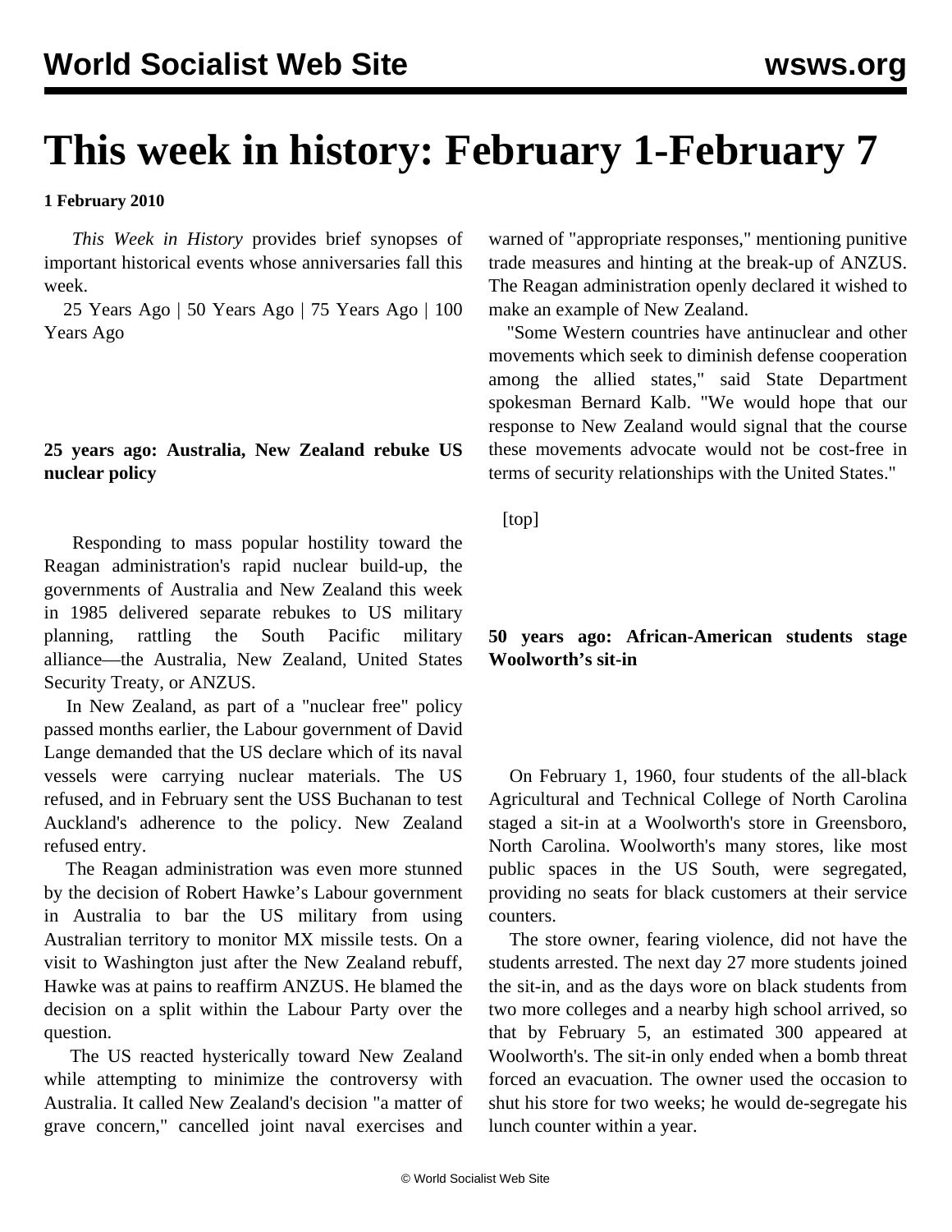# This week in history: February 1-February 7

**1 February 2010**

*This Week in History* provides brief synopses of important historical events whose anniversaries fall this week.

25 Years Ago | 50 Years Ago | 75 Years Ago | 100 Years Ago

## 25 years ago: Australia, New Zealand rebuke US nuclear policy

Responding to mass popular hostility toward the Reagan administration's rapid nuclear build-up, the governments of Australia and New Zealand this week in 1985 delivered separate rebukes to US military planning, rattling the South Pacific military alliance—the Australia, New Zealand, United States Security Treaty, or ANZUS.

In New Zealand, as part of a "nuclear free" policy passed months earlier, the Labour government of David Lange demanded that the US declare which of its naval vessels were carrying nuclear materials. The US refused, and in February sent the USS Buchanan to test Auckland's adherence to the policy. New Zealand refused entry.

The Reagan administration was even more stunned by the decision of Robert Hawke's Labour government in Australia to bar the US military from using Australian territory to monitor MX missile tests. On a visit to Washington just after the New Zealand rebuff, Hawke was at pains to reaffirm ANZUS. He blamed the decision on a split within the Labour Party over the question.

The US reacted hysterically toward New Zealand while attempting to minimize the controversy with Australia. It called New Zealand's decision "a matter of grave concern," cancelled joint naval exercises and warned of "appropriate responses," mentioning punitive trade measures and hinting at the break-up of ANZUS. The Reagan administration openly declared it wished to make an example of New Zealand.

"Some Western countries have antinuclear and other movements which seek to diminish defense cooperation among the allied states," said State Department spokesman Bernard Kalb. "We would hope that our response to New Zealand would signal that the course these movements advocate would not be cost-free in terms of security relationships with the United States."

[top]

## 50 years ago: African-American students stage Woolworth's sit-in

On February 1, 1960, four students of the all-black Agricultural and Technical College of North Carolina staged a sit-in at a Woolworth's store in Greensboro, North Carolina. Woolworth's many stores, like most public spaces in the US South, were segregated, providing no seats for black customers at their service counters.

The store owner, fearing violence, did not have the students arrested. The next day 27 more students joined the sit-in, and as the days wore on black students from two more colleges and a nearby high school arrived, so that by February 5, an estimated 300 appeared at Woolworth's. The sit-in only ended when a bomb threat forced an evacuation. The owner used the occasion to shut his store for two weeks; he would de-segregate his lunch counter within a year.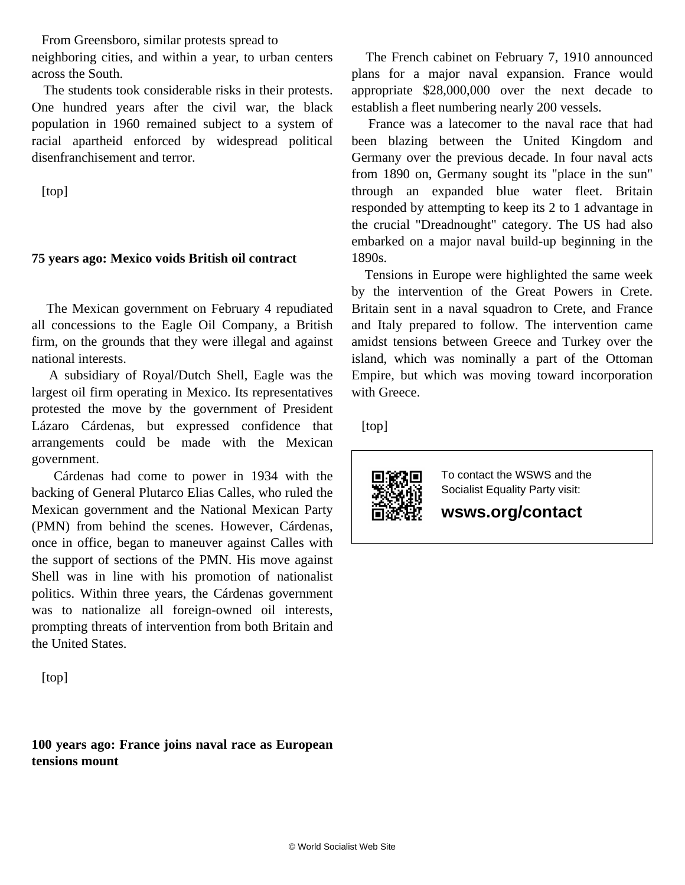From Greensboro, similar protests spread to neighboring cities, and within a year, to urban centers across the South.

The students took considerable risks in their protests. One hundred years after the civil war, the black population in 1960 remained subject to a system of racial apartheid enforced by widespread political disenfranchisement and terror.

[top]

**75 years ago: Mexico voids British oil contract**

The Mexican government on February 4 repudiated all concessions to the Eagle Oil Company, a British firm, on the grounds that they were illegal and against national interests.

A subsidiary of Royal/Dutch Shell, Eagle was the largest oil firm operating in Mexico. Its representatives protested the move by the government of President Lázaro Cárdenas, but expressed confidence that arrangements could be made with the Mexican government.

Cárdenas had come to power in 1934 with the backing of General Plutarco Elias Calles, who ruled the Mexican government and the National Mexican Party (PMN) from behind the scenes. However, Cárdenas, once in office, began to maneuver against Calles with the support of sections of the PMN. His move against Shell was in line with his promotion of nationalist politics. Within three years, the Cárdenas government was to nationalize all foreign-owned oil interests, prompting threats of intervention from both Britain and the United States.

[top]

**100 years ago: France joins naval race as European tensions mount**

The French cabinet on February 7, 1910 announced plans for a major naval expansion. France would appropriate $28,000,000 over the next decade to establish a fleet numbering nearly 200 vessels.

France was a latecomer to the naval race that had been blazing between the United Kingdom and Germany over the previous decade. In four naval acts from 1890 on, Germany sought its "place in the sun" through an expanded blue water fleet. Britain responded by attempting to keep its 2 to 1 advantage in the crucial "Dreadnought" category. The US had also embarked on a major naval build-up beginning in the 1890s.

Tensions in Europe were highlighted the same week by the intervention of the Great Powers in Crete. Britain sent in a naval squadron to Crete, and France and Italy prepared to follow. The intervention came amidst tensions between Greece and Turkey over the island, which was nominally a part of the Ottoman Empire, but which was moving toward incorporation with Greece.

[top]

To contact the WSWS and the Socialist Equality Party visit:

**wsws.org/contact**